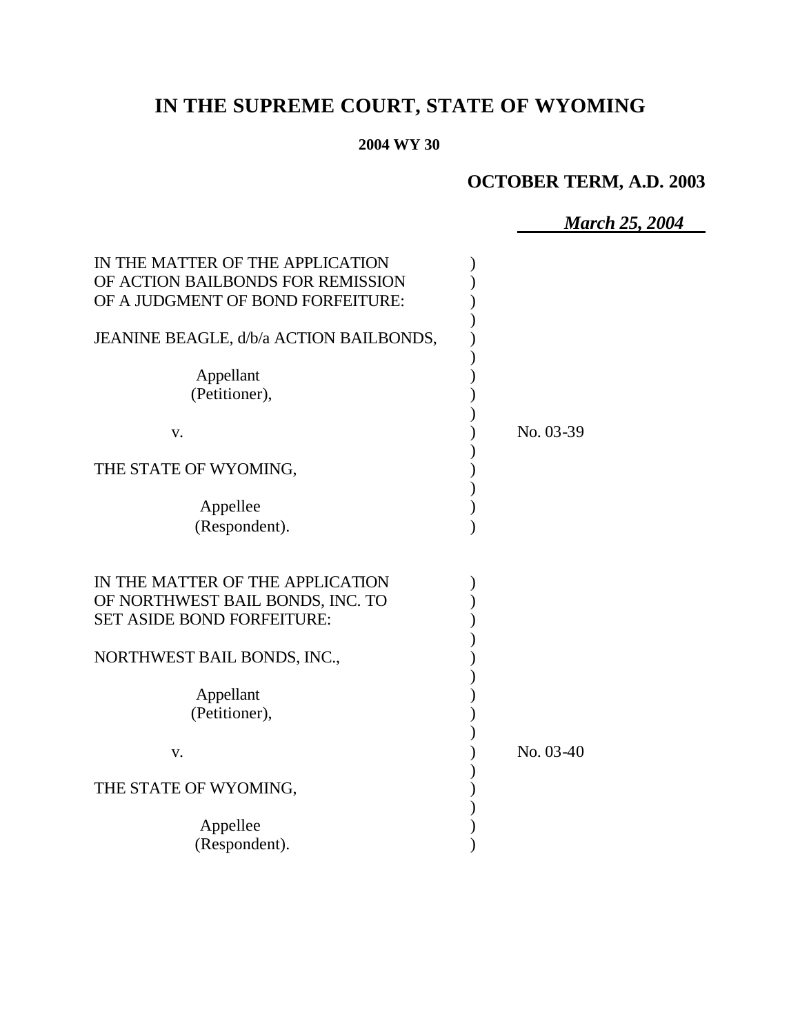# IN THE SUPREME COURT, STATE OF WYOMING

**2004 WY 30**

**OCTOBER TERM, A.D. 2003**

***March 25, 2004***

IN THE MATTER OF THE APPLICATION OF ACTION BAILBONDS FOR REMISSION OF A JUDGMENT OF BOND FORFEITURE:

JEANINE BEAGLE, d/b/a ACTION BAILBONDS,

Appellant (Petitioner),

v.

THE STATE OF WYOMING,

Appellee (Respondent).

No. 03-39

IN THE MATTER OF THE APPLICATION OF NORTHWEST BAIL BONDS, INC. TO SET ASIDE BOND FORFEITURE:

NORTHWEST BAIL BONDS, INC.,

Appellant (Petitioner),

v.

THE STATE OF WYOMING,

Appellee (Respondent).

No. 03-40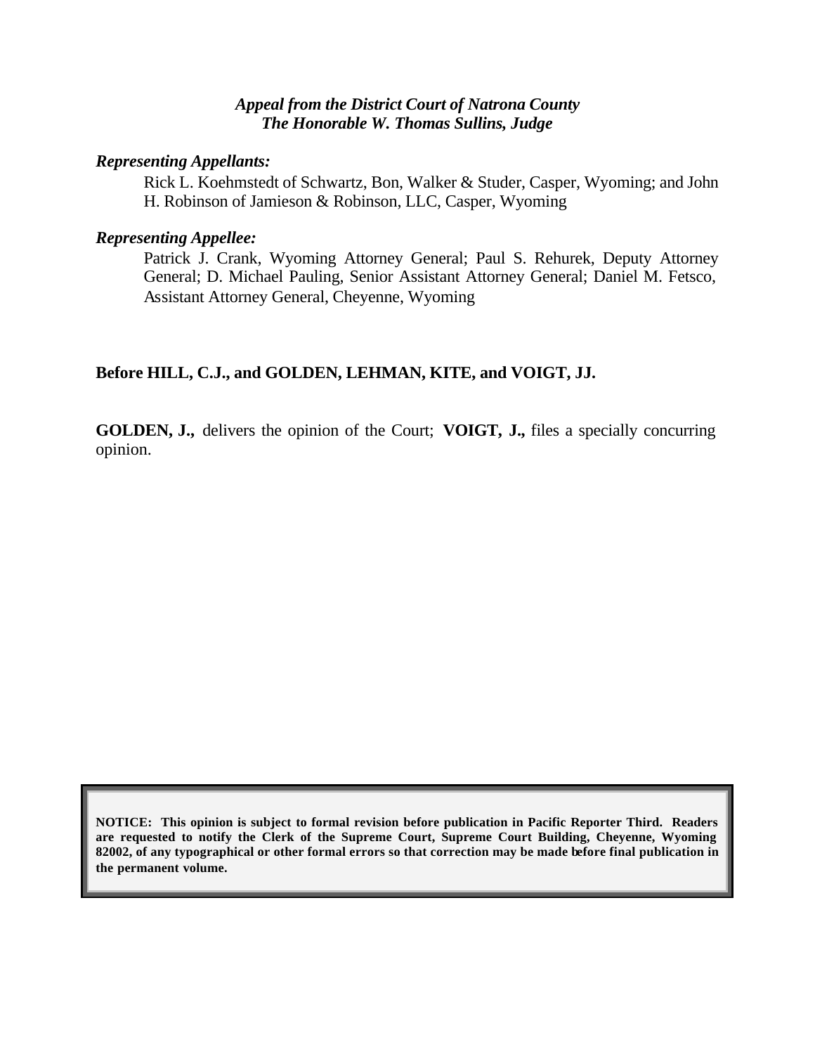***Appeal from the District Court of Natrona County***
***The Honorable W. Thomas Sullins, Judge***

***Representing Appellants:***

Rick L. Koehmstedt of Schwartz, Bon, Walker & Studer, Casper, Wyoming; and John H. Robinson of Jamieson & Robinson, LLC, Casper, Wyoming

***Representing Appellee:***

Patrick J. Crank, Wyoming Attorney General; Paul S. Rehurek, Deputy Attorney General; D. Michael Pauling, Senior Assistant Attorney General; Daniel M. Fetsco, Assistant Attorney General, Cheyenne, Wyoming

**Before HILL, C.J., and GOLDEN, LEHMAN, KITE, and VOIGT, JJ.**

**GOLDEN, J.,** delivers the opinion of the Court; **VOIGT, J.,** files a specially concurring opinion.

**NOTICE: This opinion is subject to formal revision before publication in Pacific Reporter Third. Readers are requested to notify the Clerk of the Supreme Court, Supreme Court Building, Cheyenne, Wyoming 82002, of any typographical or other formal errors so that correction may be made before final publication in the permanent volume.**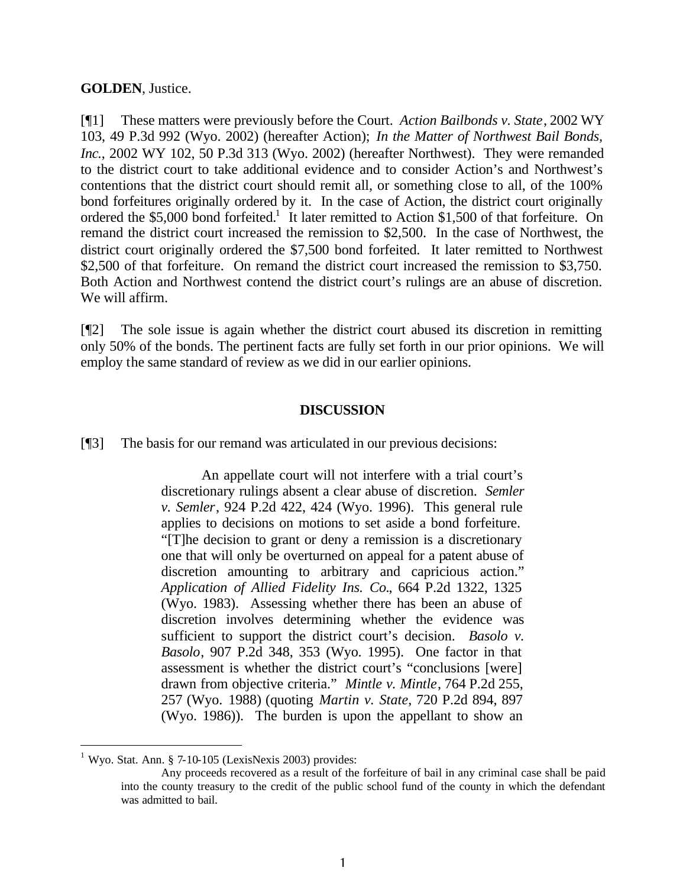**GOLDEN**, Justice.

[¶1] These matters were previously before the Court. *Action Bailbonds v. State*, 2002 WY 103, 49 P.3d 992 (Wyo. 2002) (hereafter Action); *In the Matter of Northwest Bail Bonds, Inc.*, 2002 WY 102, 50 P.3d 313 (Wyo. 2002) (hereafter Northwest). They were remanded to the district court to take additional evidence and to consider Action's and Northwest's contentions that the district court should remit all, or something close to all, of the 100% bond forfeitures originally ordered by it. In the case of Action, the district court originally ordered the $5,000 bond forfeited.[1] It later remitted to Action $1,500 of that forfeiture. On remand the district court increased the remission to $2,500. In the case of Northwest, the district court originally ordered the $7,500 bond forfeited. It later remitted to Northwest $2,500 of that forfeiture. On remand the district court increased the remission to $3,750. Both Action and Northwest contend the district court's rulings are an abuse of discretion. We will affirm.

[¶2] The sole issue is again whether the district court abused its discretion in remitting only 50% of the bonds. The pertinent facts are fully set forth in our prior opinions. We will employ the same standard of review as we did in our earlier opinions.

## DISCUSSION

[¶3] The basis for our remand was articulated in our previous decisions:

> An appellate court will not interfere with a trial court's discretionary rulings absent a clear abuse of discretion. *Semler v. Semler*, 924 P.2d 422, 424 (Wyo. 1996). This general rule applies to decisions on motions to set aside a bond forfeiture. "[T]he decision to grant or deny a remission is a discretionary one that will only be overturned on appeal for a patent abuse of discretion amounting to arbitrary and capricious action." *Application of Allied Fidelity Ins. Co.*, 664 P.2d 1322, 1325 (Wyo. 1983). Assessing whether there has been an abuse of discretion involves determining whether the evidence was sufficient to support the district court's decision. *Basolo v. Basolo*, 907 P.2d 348, 353 (Wyo. 1995). One factor in that assessment is whether the district court's "conclusions [were] drawn from objective criteria." *Mintle v. Mintle*, 764 P.2d 255, 257 (Wyo. 1988) (quoting *Martin v. State*, 720 P.2d 894, 897 (Wyo. 1986)). The burden is upon the appellant to show an

---

[1] Wyo. Stat. Ann. § 7-10-105 (LexisNexis 2003) provides:

> Any proceeds recovered as a result of the forfeiture of bail in any criminal case shall be paid into the county treasury to the credit of the public school fund of the county in which the defendant was admitted to bail.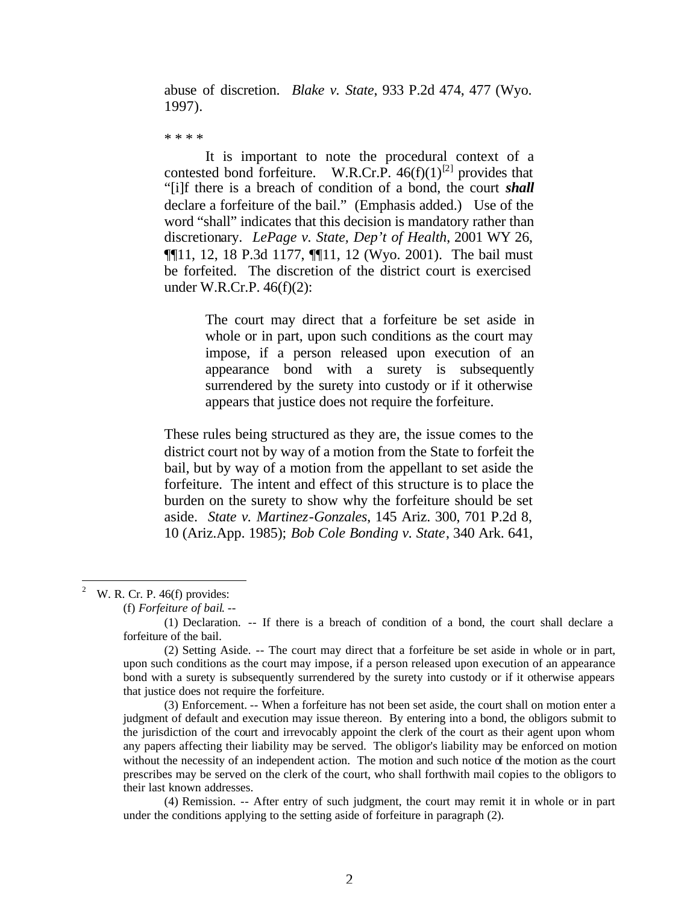abuse of discretion. *Blake v. State*, 933 P.2d 474, 477 (Wyo. 1997).

* * * *

It is important to note the procedural context of a contested bond forfeiture. W.R.Cr.P. 46(f)(1)[2] provides that "[i]f there is a breach of condition of a bond, the court ***shall*** declare a forfeiture of the bail." (Emphasis added.) Use of the word "shall" indicates that this decision is mandatory rather than discretionary. *LePage v. State, Dep't of Health*, 2001 WY 26, ¶¶11, 12, 18 P.3d 1177, ¶¶11, 12 (Wyo. 2001). The bail must be forfeited. The discretion of the district court is exercised under W.R.Cr.P. 46(f)(2):

> The court may direct that a forfeiture be set aside in whole or in part, upon such conditions as the court may impose, if a person released upon execution of an appearance bond with a surety is subsequently surrendered by the surety into custody or if it otherwise appears that justice does not require the forfeiture.

These rules being structured as they are, the issue comes to the district court not by way of a motion from the State to forfeit the bail, but by way of a motion from the appellant to set aside the forfeiture. The intent and effect of this structure is to place the burden on the surety to show why the forfeiture should be set aside. *State v. Martinez-Gonzales*, 145 Ariz. 300, 701 P.2d 8, 10 (Ariz.App. 1985); *Bob Cole Bonding v. State*, 340 Ark. 641,

---

[2] W. R. Cr. P. 46(f) provides:

(f) *Forfeiture of bail*. --

(1) Declaration. -- If there is a breach of condition of a bond, the court shall declare a forfeiture of the bail.

(2) Setting Aside. -- The court may direct that a forfeiture be set aside in whole or in part, upon such conditions as the court may impose, if a person released upon execution of an appearance bond with a surety is subsequently surrendered by the surety into custody or if it otherwise appears that justice does not require the forfeiture.

(3) Enforcement. -- When a forfeiture has not been set aside, the court shall on motion enter a judgment of default and execution may issue thereon. By entering into a bond, the obligors submit to the jurisdiction of the court and irrevocably appoint the clerk of the court as their agent upon whom any papers affecting their liability may be served. The obligor's liability may be enforced on motion without the necessity of an independent action. The motion and such notice of the motion as the court prescribes may be served on the clerk of the court, who shall forthwith mail copies to the obligors to their last known addresses.

(4) Remission. -- After entry of such judgment, the court may remit it in whole or in part under the conditions applying to the setting aside of forfeiture in paragraph (2).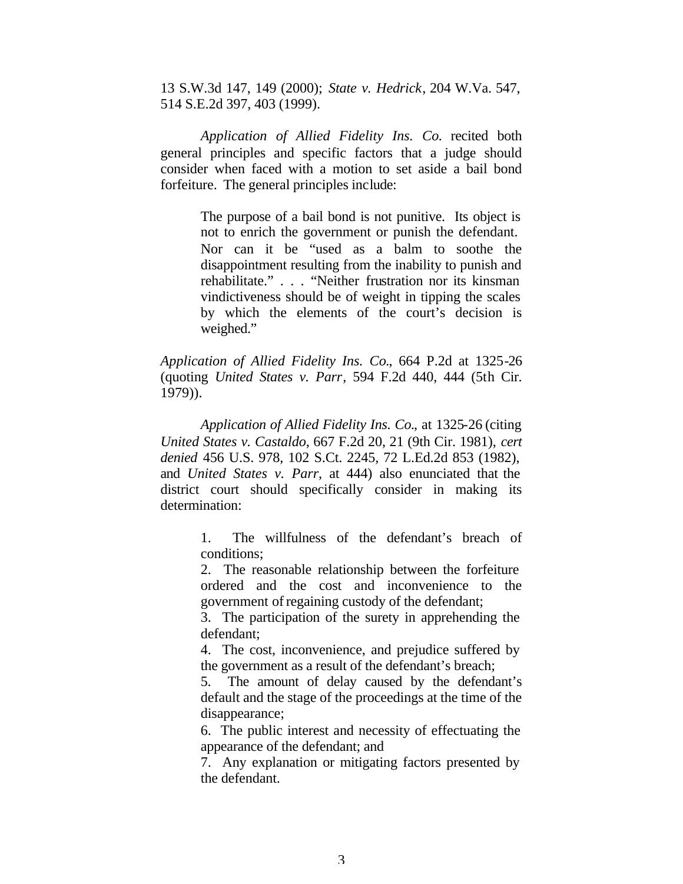13 S.W.3d 147, 149 (2000); *State v. Hedrick*, 204 W.Va. 547, 514 S.E.2d 397, 403 (1999).

*Application of Allied Fidelity Ins. Co.* recited both general principles and specific factors that a judge should consider when faced with a motion to set aside a bail bond forfeiture. The general principles include:

> The purpose of a bail bond is not punitive. Its object is not to enrich the government or punish the defendant. Nor can it be "used as a balm to soothe the disappointment resulting from the inability to punish and rehabilitate." . . . "Neither frustration nor its kinsman vindictiveness should be of weight in tipping the scales by which the elements of the court's decision is weighed."

*Application of Allied Fidelity Ins. Co.*, 664 P.2d at 1325-26 (quoting *United States v. Parr*, 594 F.2d 440, 444 (5th Cir. 1979)).

*Application of Allied Fidelity Ins. Co.*, at 1325-26 (citing *United States v. Castaldo*, 667 F.2d 20, 21 (9th Cir. 1981), *cert denied* 456 U.S. 978, 102 S.Ct. 2245, 72 L.Ed.2d 853 (1982), and *United States v. Parr*, at 444) also enunciated that the district court should specifically consider in making its determination:

> 1. The willfulness of the defendant's breach of conditions;
> 2. The reasonable relationship between the forfeiture ordered and the cost and inconvenience to the government of regaining custody of the defendant;
> 3. The participation of the surety in apprehending the defendant;
> 4. The cost, inconvenience, and prejudice suffered by the government as a result of the defendant's breach;
> 5. The amount of delay caused by the defendant's default and the stage of the proceedings at the time of the disappearance;
> 6. The public interest and necessity of effectuating the appearance of the defendant; and
> 7. Any explanation or mitigating factors presented by the defendant.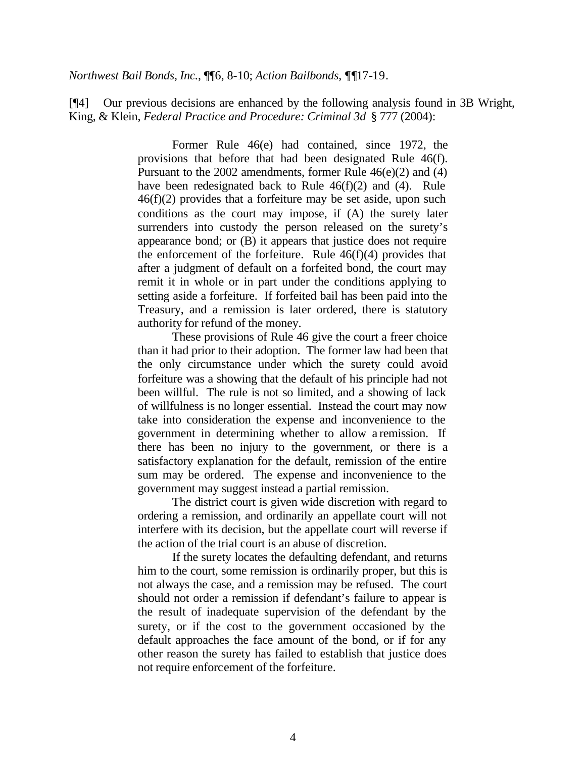*Northwest Bail Bonds, Inc.*, ¶¶6, 8-10; *Action Bailbonds*, ¶¶17-19.

[¶4] Our previous decisions are enhanced by the following analysis found in 3B Wright, King, & Klein, *Federal Practice and Procedure: Criminal 3d* § 777 (2004):

> Former Rule 46(e) had contained, since 1972, the provisions that before that had been designated Rule 46(f). Pursuant to the 2002 amendments, former Rule 46(e)(2) and (4) have been redesignated back to Rule 46(f)(2) and (4). Rule 46(f)(2) provides that a forfeiture may be set aside, upon such conditions as the court may impose, if (A) the surety later surrenders into custody the person released on the surety's appearance bond; or (B) it appears that justice does not require the enforcement of the forfeiture. Rule 46(f)(4) provides that after a judgment of default on a forfeited bond, the court may remit it in whole or in part under the conditions applying to setting aside a forfeiture. If forfeited bail has been paid into the Treasury, and a remission is later ordered, there is statutory authority for refund of the money.
>
> These provisions of Rule 46 give the court a freer choice than it had prior to their adoption. The former law had been that the only circumstance under which the surety could avoid forfeiture was a showing that the default of his principle had not been willful. The rule is not so limited, and a showing of lack of willfulness is no longer essential. Instead the court may now take into consideration the expense and inconvenience to the government in determining whether to allow a remission. If there has been no injury to the government, or there is a satisfactory explanation for the default, remission of the entire sum may be ordered. The expense and inconvenience to the government may suggest instead a partial remission.
>
> The district court is given wide discretion with regard to ordering a remission, and ordinarily an appellate court will not interfere with its decision, but the appellate court will reverse if the action of the trial court is an abuse of discretion.
>
> If the surety locates the defaulting defendant, and returns him to the court, some remission is ordinarily proper, but this is not always the case, and a remission may be refused. The court should not order a remission if defendant's failure to appear is the result of inadequate supervision of the defendant by the surety, or if the cost to the government occasioned by the default approaches the face amount of the bond, or if for any other reason the surety has failed to establish that justice does not require enforcement of the forfeiture.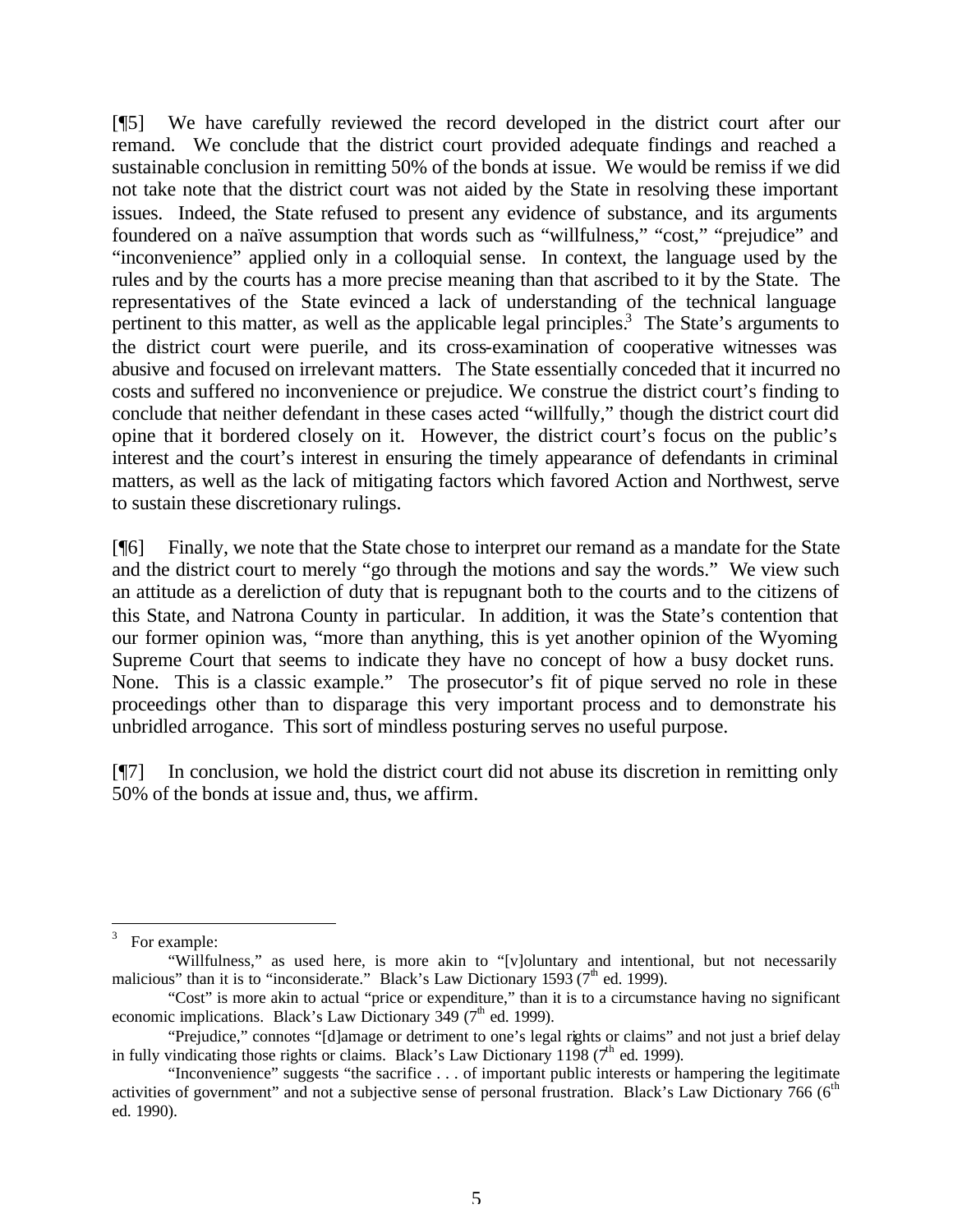[¶5] We have carefully reviewed the record developed in the district court after our remand. We conclude that the district court provided adequate findings and reached a sustainable conclusion in remitting 50% of the bonds at issue. We would be remiss if we did not take note that the district court was not aided by the State in resolving these important issues. Indeed, the State refused to present any evidence of substance, and its arguments foundered on a naïve assumption that words such as "willfulness," "cost," "prejudice" and "inconvenience" applied only in a colloquial sense. In context, the language used by the rules and by the courts has a more precise meaning than that ascribed to it by the State. The representatives of the State evinced a lack of understanding of the technical language pertinent to this matter, as well as the applicable legal principles.[3] The State's arguments to the district court were puerile, and its cross-examination of cooperative witnesses was abusive and focused on irrelevant matters. The State essentially conceded that it incurred no costs and suffered no inconvenience or prejudice. We construe the district court's finding to conclude that neither defendant in these cases acted "willfully," though the district court did opine that it bordered closely on it. However, the district court's focus on the public's interest and the court's interest in ensuring the timely appearance of defendants in criminal matters, as well as the lack of mitigating factors which favored Action and Northwest, serve to sustain these discretionary rulings.

[¶6] Finally, we note that the State chose to interpret our remand as a mandate for the State and the district court to merely "go through the motions and say the words." We view such an attitude as a dereliction of duty that is repugnant both to the courts and to the citizens of this State, and Natrona County in particular. In addition, it was the State's contention that our former opinion was, "more than anything, this is yet another opinion of the Wyoming Supreme Court that seems to indicate they have no concept of how a busy docket runs. None. This is a classic example." The prosecutor's fit of pique served no role in these proceedings other than to disparage this very important process and to demonstrate his unbridled arrogance. This sort of mindless posturing serves no useful purpose.

[¶7] In conclusion, we hold the district court did not abuse its discretion in remitting only 50% of the bonds at issue and, thus, we affirm.

---

[3] For example:

"Willfulness," as used here, is more akin to "[v]oluntary and intentional, but not necessarily malicious" than it is to "inconsiderate." Black's Law Dictionary 1593 (7th ed. 1999).

"Cost" is more akin to actual "price or expenditure," than it is to a circumstance having no significant economic implications. Black's Law Dictionary 349 (7th ed. 1999).

"Prejudice," connotes "[d]amage or detriment to one's legal rights or claims" and not just a brief delay in fully vindicating those rights or claims. Black's Law Dictionary 1198 (7th ed. 1999).

"Inconvenience" suggests "the sacrifice . . . of important public interests or hampering the legitimate activities of government" and not a subjective sense of personal frustration. Black's Law Dictionary 766 (6th ed. 1990).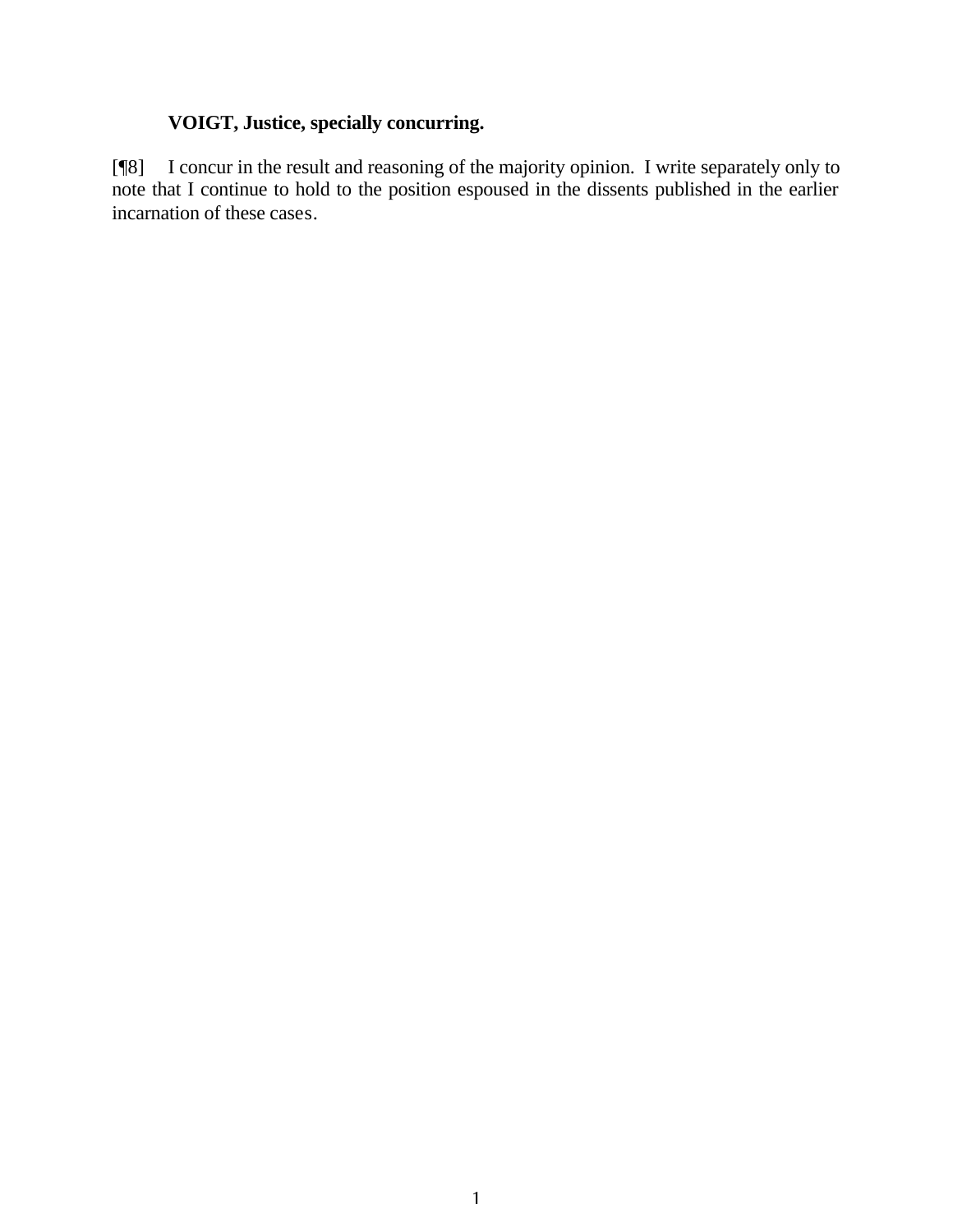**VOIGT, Justice, specially concurring.**

[¶8] I concur in the result and reasoning of the majority opinion. I write separately only to note that I continue to hold to the position espoused in the dissents published in the earlier incarnation of these cases.